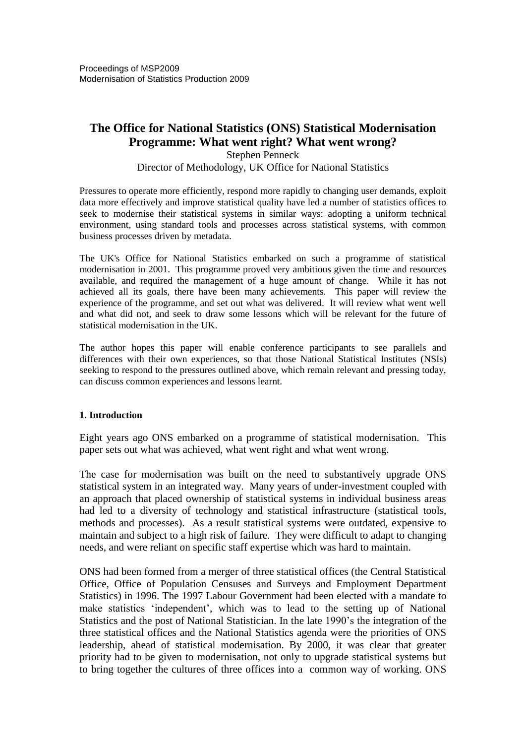Proceedings of MSP2009
Modernisation of Statistics Production 2009

# The Office for National Statistics (ONS) Statistical Modernisation Programme: What went right? What went wrong?

Stephen Penneck

Director of Methodology, UK Office for National Statistics

Pressures to operate more efficiently, respond more rapidly to changing user demands, exploit data more effectively and improve statistical quality have led a number of statistics offices to seek to modernise their statistical systems in similar ways: adopting a uniform technical environment, using standard tools and processes across statistical systems, with common business processes driven by metadata.

The UK's Office for National Statistics embarked on such a programme of statistical modernisation in 2001. This programme proved very ambitious given the time and resources available, and required the management of a huge amount of change. While it has not achieved all its goals, there have been many achievements. This paper will review the experience of the programme, and set out what was delivered. It will review what went well and what did not, and seek to draw some lessons which will be relevant for the future of statistical modernisation in the UK.

The author hopes this paper will enable conference participants to see parallels and differences with their own experiences, so that those National Statistical Institutes (NSIs) seeking to respond to the pressures outlined above, which remain relevant and pressing today, can discuss common experiences and lessons learnt.

## 1. Introduction

Eight years ago ONS embarked on a programme of statistical modernisation. This paper sets out what was achieved, what went right and what went wrong.

The case for modernisation was built on the need to substantively upgrade ONS statistical system in an integrated way. Many years of under-investment coupled with an approach that placed ownership of statistical systems in individual business areas had led to a diversity of technology and statistical infrastructure (statistical tools, methods and processes). As a result statistical systems were outdated, expensive to maintain and subject to a high risk of failure. They were difficult to adapt to changing needs, and were reliant on specific staff expertise which was hard to maintain.

ONS had been formed from a merger of three statistical offices (the Central Statistical Office, Office of Population Censuses and Surveys and Employment Department Statistics) in 1996. The 1997 Labour Government had been elected with a mandate to make statistics 'independent', which was to lead to the setting up of National Statistics and the post of National Statistician. In the late 1990's the integration of the three statistical offices and the National Statistics agenda were the priorities of ONS leadership, ahead of statistical modernisation. By 2000, it was clear that greater priority had to be given to modernisation, not only to upgrade statistical systems but to bring together the cultures of three offices into a common way of working. ONS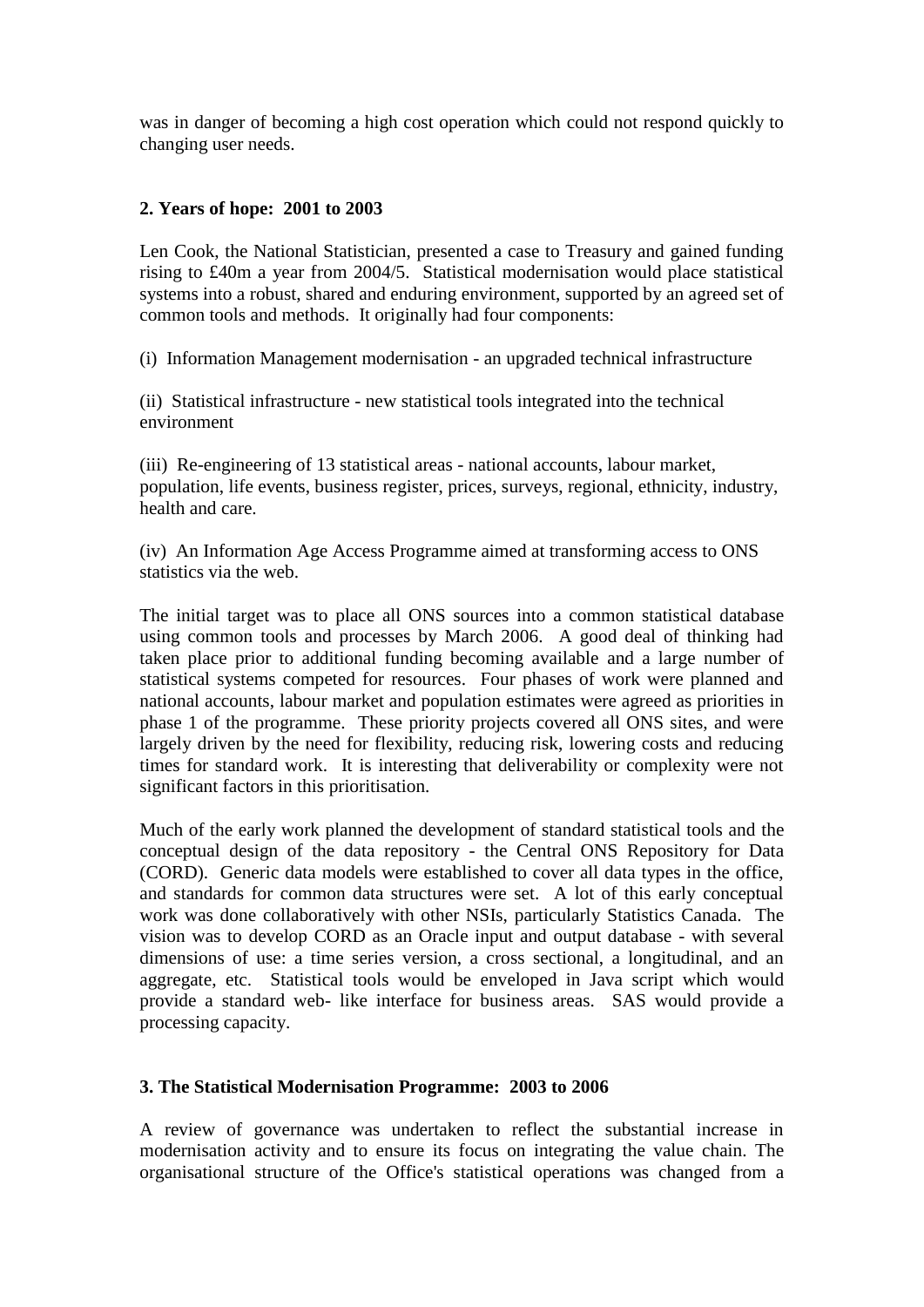was in danger of becoming a high cost operation which could not respond quickly to changing user needs.

## 2. Years of hope: 2001 to 2003

Len Cook, the National Statistician, presented a case to Treasury and gained funding rising to £40m a year from 2004/5. Statistical modernisation would place statistical systems into a robust, shared and enduring environment, supported by an agreed set of common tools and methods. It originally had four components:

(i) Information Management modernisation - an upgraded technical infrastructure

(ii) Statistical infrastructure - new statistical tools integrated into the technical environment

(iii) Re-engineering of 13 statistical areas - national accounts, labour market, population, life events, business register, prices, surveys, regional, ethnicity, industry, health and care.

(iv) An Information Age Access Programme aimed at transforming access to ONS statistics via the web.

The initial target was to place all ONS sources into a common statistical database using common tools and processes by March 2006. A good deal of thinking had taken place prior to additional funding becoming available and a large number of statistical systems competed for resources. Four phases of work were planned and national accounts, labour market and population estimates were agreed as priorities in phase 1 of the programme. These priority projects covered all ONS sites, and were largely driven by the need for flexibility, reducing risk, lowering costs and reducing times for standard work. It is interesting that deliverability or complexity were not significant factors in this prioritisation.

Much of the early work planned the development of standard statistical tools and the conceptual design of the data repository - the Central ONS Repository for Data (CORD). Generic data models were established to cover all data types in the office, and standards for common data structures were set. A lot of this early conceptual work was done collaboratively with other NSIs, particularly Statistics Canada. The vision was to develop CORD as an Oracle input and output database - with several dimensions of use: a time series version, a cross sectional, a longitudinal, and an aggregate, etc. Statistical tools would be enveloped in Java script which would provide a standard web- like interface for business areas. SAS would provide a processing capacity.

## 3. The Statistical Modernisation Programme: 2003 to 2006

A review of governance was undertaken to reflect the substantial increase in modernisation activity and to ensure its focus on integrating the value chain. The organisational structure of the Office's statistical operations was changed from a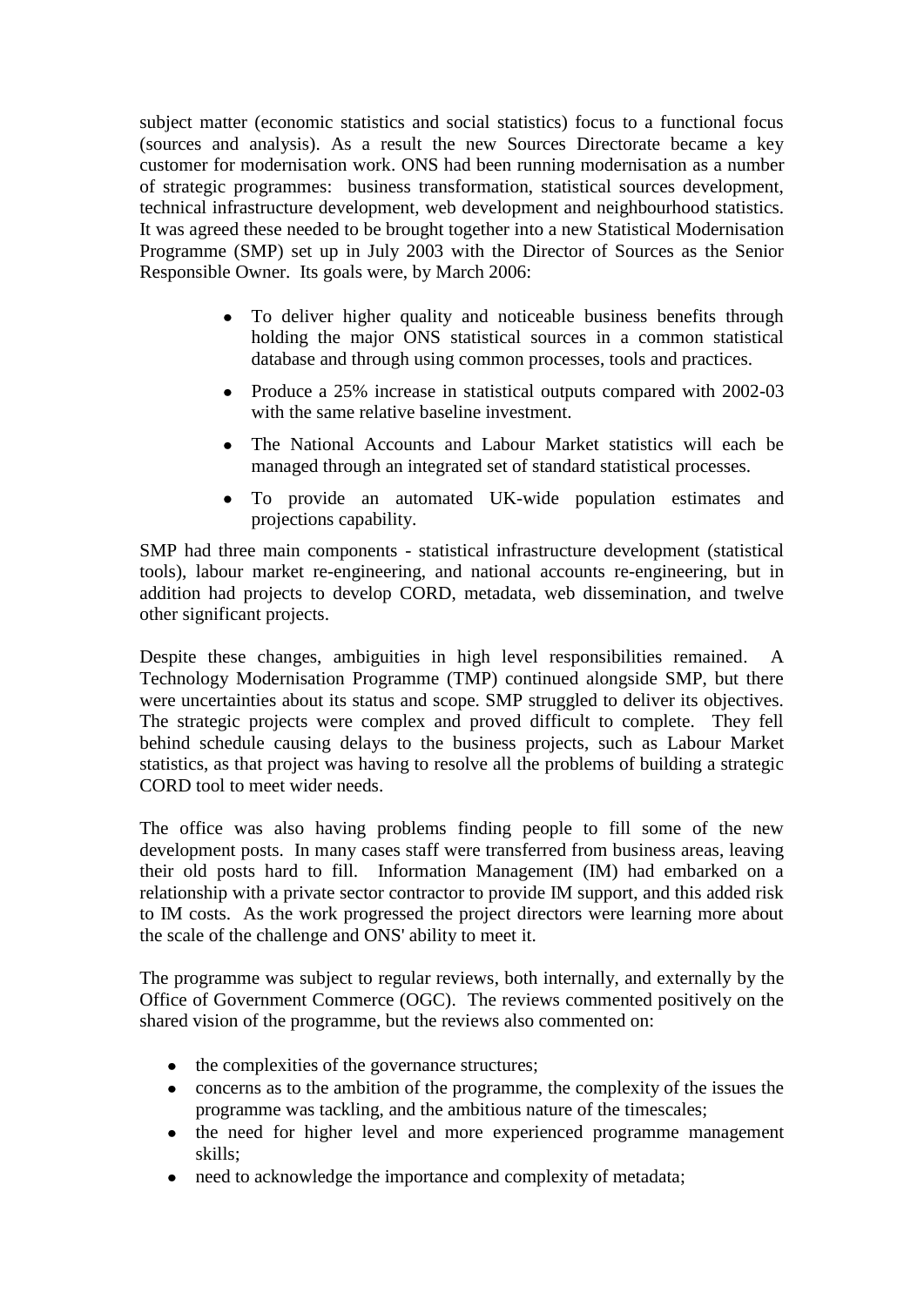subject matter (economic statistics and social statistics) focus to a functional focus (sources and analysis). As a result the new Sources Directorate became a key customer for modernisation work. ONS had been running modernisation as a number of strategic programmes: business transformation, statistical sources development, technical infrastructure development, web development and neighbourhood statistics. It was agreed these needed to be brought together into a new Statistical Modernisation Programme (SMP) set up in July 2003 with the Director of Sources as the Senior Responsible Owner. Its goals were, by March 2006:

- To deliver higher quality and noticeable business benefits through holding the major ONS statistical sources in a common statistical database and through using common processes, tools and practices.
- Produce a 25% increase in statistical outputs compared with 2002-03 with the same relative baseline investment.
- The National Accounts and Labour Market statistics will each be managed through an integrated set of standard statistical processes.
- To provide an automated UK-wide population estimates and projections capability.

SMP had three main components - statistical infrastructure development (statistical tools), labour market re-engineering, and national accounts re-engineering, but in addition had projects to develop CORD, metadata, web dissemination, and twelve other significant projects.

Despite these changes, ambiguities in high level responsibilities remained. A Technology Modernisation Programme (TMP) continued alongside SMP, but there were uncertainties about its status and scope. SMP struggled to deliver its objectives. The strategic projects were complex and proved difficult to complete. They fell behind schedule causing delays to the business projects, such as Labour Market statistics, as that project was having to resolve all the problems of building a strategic CORD tool to meet wider needs.

The office was also having problems finding people to fill some of the new development posts. In many cases staff were transferred from business areas, leaving their old posts hard to fill. Information Management (IM) had embarked on a relationship with a private sector contractor to provide IM support, and this added risk to IM costs. As the work progressed the project directors were learning more about the scale of the challenge and ONS' ability to meet it.

The programme was subject to regular reviews, both internally, and externally by the Office of Government Commerce (OGC). The reviews commented positively on the shared vision of the programme, but the reviews also commented on:

- the complexities of the governance structures;
- concerns as to the ambition of the programme, the complexity of the issues the programme was tackling, and the ambitious nature of the timescales;
- the need for higher level and more experienced programme management skills;
- need to acknowledge the importance and complexity of metadata;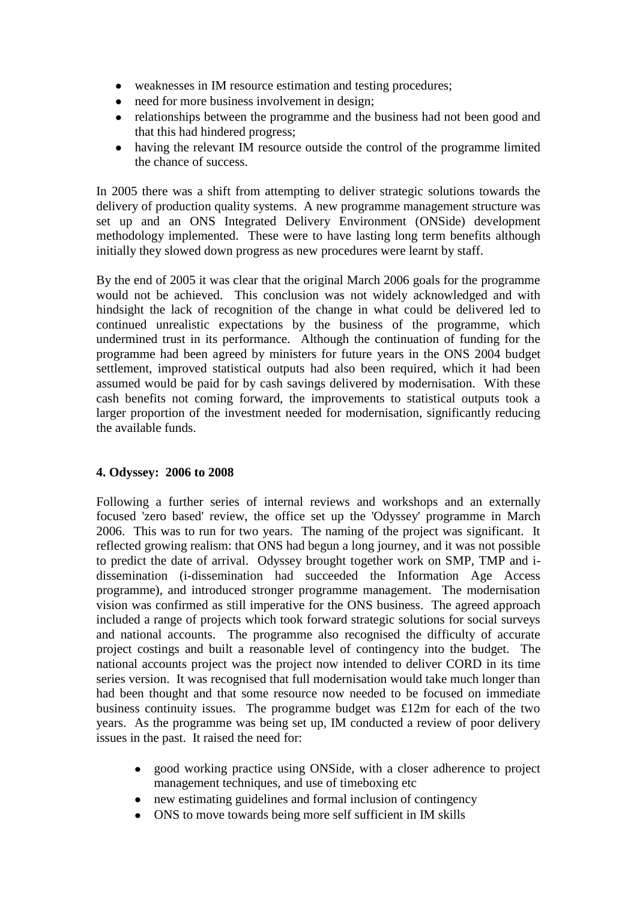- weaknesses in IM resource estimation and testing procedures;
- need for more business involvement in design;
- relationships between the programme and the business had not been good and that this had hindered progress;
- having the relevant IM resource outside the control of the programme limited the chance of success.

In 2005 there was a shift from attempting to deliver strategic solutions towards the delivery of production quality systems. A new programme management structure was set up and an ONS Integrated Delivery Environment (ONSide) development methodology implemented. These were to have lasting long term benefits although initially they slowed down progress as new procedures were learnt by staff.

By the end of 2005 it was clear that the original March 2006 goals for the programme would not be achieved. This conclusion was not widely acknowledged and with hindsight the lack of recognition of the change in what could be delivered led to continued unrealistic expectations by the business of the programme, which undermined trust in its performance. Although the continuation of funding for the programme had been agreed by ministers for future years in the ONS 2004 budget settlement, improved statistical outputs had also been required, which it had been assumed would be paid for by cash savings delivered by modernisation. With these cash benefits not coming forward, the improvements to statistical outputs took a larger proportion of the investment needed for modernisation, significantly reducing the available funds.

### 4. Odyssey: 2006 to 2008

Following a further series of internal reviews and workshops and an externally focused 'zero based' review, the office set up the 'Odyssey' programme in March 2006. This was to run for two years. The naming of the project was significant. It reflected growing realism: that ONS had begun a long journey, and it was not possible to predict the date of arrival. Odyssey brought together work on SMP, TMP and i-dissemination (i-dissemination had succeeded the Information Age Access programme), and introduced stronger programme management. The modernisation vision was confirmed as still imperative for the ONS business. The agreed approach included a range of projects which took forward strategic solutions for social surveys and national accounts. The programme also recognised the difficulty of accurate project costings and built a reasonable level of contingency into the budget. The national accounts project was the project now intended to deliver CORD in its time series version. It was recognised that full modernisation would take much longer than had been thought and that some resource now needed to be focused on immediate business continuity issues. The programme budget was £12m for each of the two years. As the programme was being set up, IM conducted a review of poor delivery issues in the past. It raised the need for:

- good working practice using ONSide, with a closer adherence to project management techniques, and use of timeboxing etc
- new estimating guidelines and formal inclusion of contingency
- ONS to move towards being more self sufficient in IM skills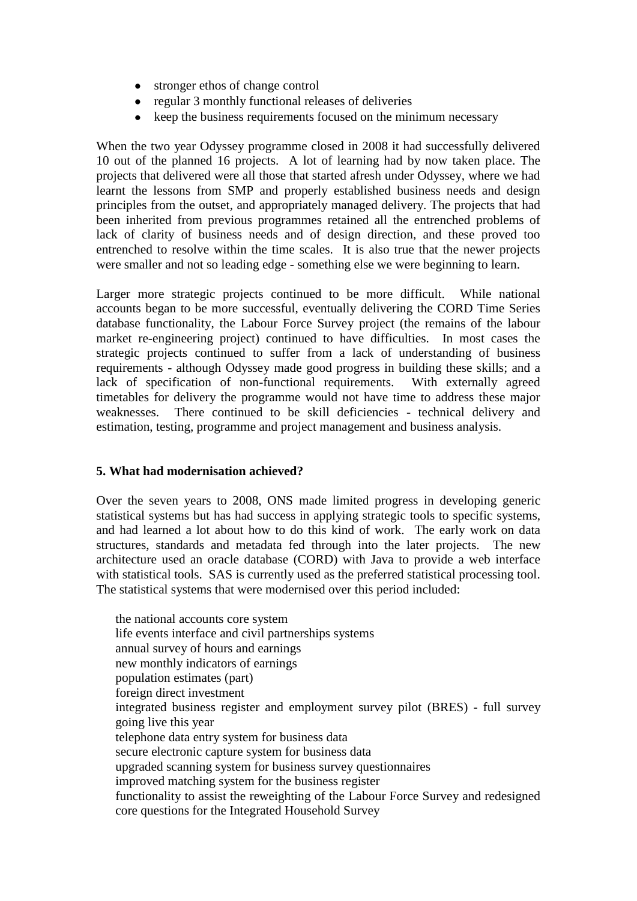- stronger ethos of change control
- regular 3 monthly functional releases of deliveries
- keep the business requirements focused on the minimum necessary

When the two year Odyssey programme closed in 2008 it had successfully delivered 10 out of the planned 16 projects. A lot of learning had by now taken place. The projects that delivered were all those that started afresh under Odyssey, where we had learnt the lessons from SMP and properly established business needs and design principles from the outset, and appropriately managed delivery. The projects that had been inherited from previous programmes retained all the entrenched problems of lack of clarity of business needs and of design direction, and these proved too entrenched to resolve within the time scales. It is also true that the newer projects were smaller and not so leading edge - something else we were beginning to learn.

Larger more strategic projects continued to be more difficult. While national accounts began to be more successful, eventually delivering the CORD Time Series database functionality, the Labour Force Survey project (the remains of the labour market re-engineering project) continued to have difficulties. In most cases the strategic projects continued to suffer from a lack of understanding of business requirements - although Odyssey made good progress in building these skills; and a lack of specification of non-functional requirements. With externally agreed timetables for delivery the programme would not have time to address these major weaknesses. There continued to be skill deficiencies - technical delivery and estimation, testing, programme and project management and business analysis.

**5. What had modernisation achieved?**

Over the seven years to 2008, ONS made limited progress in developing generic statistical systems but has had success in applying strategic tools to specific systems, and had learned a lot about how to do this kind of work. The early work on data structures, standards and metadata fed through into the later projects. The new architecture used an oracle database (CORD) with Java to provide a web interface with statistical tools. SAS is currently used as the preferred statistical processing tool. The statistical systems that were modernised over this period included:

the national accounts core system
life events interface and civil partnerships systems
annual survey of hours and earnings
new monthly indicators of earnings
population estimates (part)
foreign direct investment
integrated business register and employment survey pilot (BRES) - full survey going live this year
telephone data entry system for business data
secure electronic capture system for business data
upgraded scanning system for business survey questionnaires
improved matching system for the business register
functionality to assist the reweighting of the Labour Force Survey and redesigned core questions for the Integrated Household Survey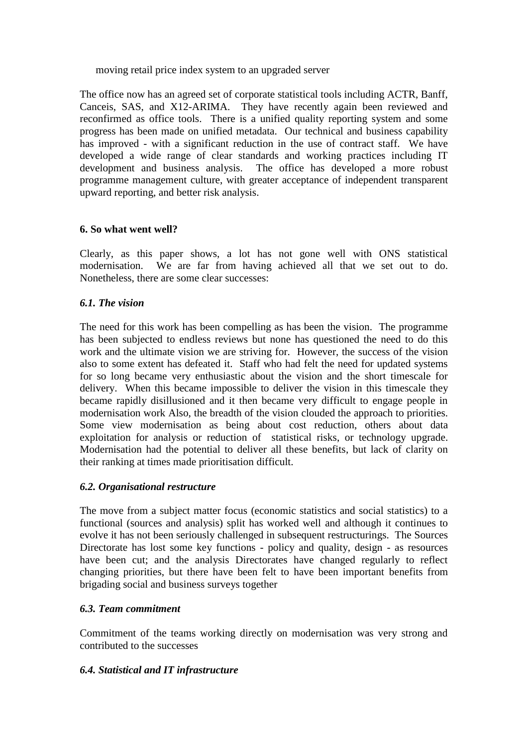moving retail price index system to an upgraded server

The office now has an agreed set of corporate statistical tools including ACTR, Banff, Canceis, SAS, and X12-ARIMA. They have recently again been reviewed and reconfirmed as office tools. There is a unified quality reporting system and some progress has been made on unified metadata. Our technical and business capability has improved - with a significant reduction in the use of contract staff. We have developed a wide range of clear standards and working practices including IT development and business analysis. The office has developed a more robust programme management culture, with greater acceptance of independent transparent upward reporting, and better risk analysis.

## 6. So what went well?

Clearly, as this paper shows, a lot has not gone well with ONS statistical modernisation. We are far from having achieved all that we set out to do. Nonetheless, there are some clear successes:

### *6.1. The vision*

The need for this work has been compelling as has been the vision. The programme has been subjected to endless reviews but none has questioned the need to do this work and the ultimate vision we are striving for. However, the success of the vision also to some extent has defeated it. Staff who had felt the need for updated systems for so long became very enthusiastic about the vision and the short timescale for delivery. When this became impossible to deliver the vision in this timescale they became rapidly disillusioned and it then became very difficult to engage people in modernisation work Also, the breadth of the vision clouded the approach to priorities. Some view modernisation as being about cost reduction, others about data exploitation for analysis or reduction of statistical risks, or technology upgrade. Modernisation had the potential to deliver all these benefits, but lack of clarity on their ranking at times made prioritisation difficult.

### *6.2. Organisational restructure*

The move from a subject matter focus (economic statistics and social statistics) to a functional (sources and analysis) split has worked well and although it continues to evolve it has not been seriously challenged in subsequent restructurings. The Sources Directorate has lost some key functions - policy and quality, design - as resources have been cut; and the analysis Directorates have changed regularly to reflect changing priorities, but there have been felt to have been important benefits from brigading social and business surveys together

### *6.3. Team commitment*

Commitment of the teams working directly on modernisation was very strong and contributed to the successes

### *6.4. Statistical and IT infrastructure*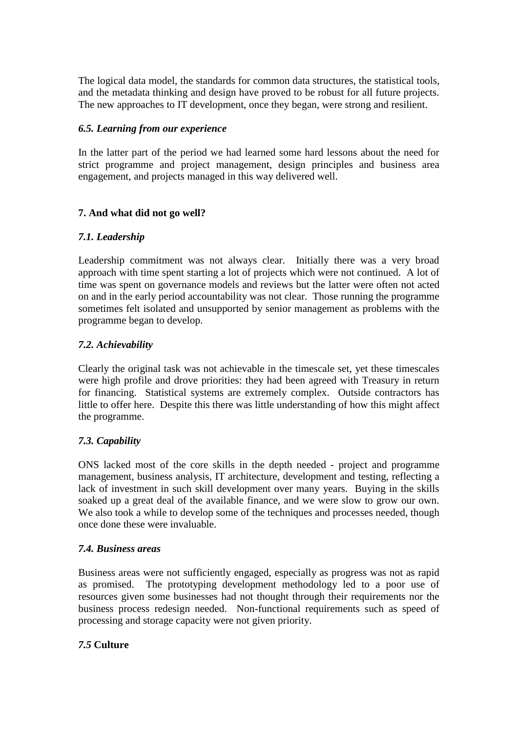The logical data model, the standards for common data structures, the statistical tools, and the metadata thinking and design have proved to be robust for all future projects. The new approaches to IT development, once they began, were strong and resilient.

### *6.5. Learning from our experience*

In the latter part of the period we had learned some hard lessons about the need for strict programme and project management, design principles and business area engagement, and projects managed in this way delivered well.

## 7. And what did not go well?

### *7.1. Leadership*

Leadership commitment was not always clear. Initially there was a very broad approach with time spent starting a lot of projects which were not continued. A lot of time was spent on governance models and reviews but the latter were often not acted on and in the early period accountability was not clear. Those running the programme sometimes felt isolated and unsupported by senior management as problems with the programme began to develop.

### *7.2. Achievability*

Clearly the original task was not achievable in the timescale set, yet these timescales were high profile and drove priorities: they had been agreed with Treasury in return for financing. Statistical systems are extremely complex. Outside contractors has little to offer here. Despite this there was little understanding of how this might affect the programme.

### *7.3. Capability*

ONS lacked most of the core skills in the depth needed - project and programme management, business analysis, IT architecture, development and testing, reflecting a lack of investment in such skill development over many years. Buying in the skills soaked up a great deal of the available finance, and we were slow to grow our own. We also took a while to develop some of the techniques and processes needed, though once done these were invaluable.

### *7.4. Business areas*

Business areas were not sufficiently engaged, especially as progress was not as rapid as promised. The prototyping development methodology led to a poor use of resources given some businesses had not thought through their requirements nor the business process redesign needed. Non-functional requirements such as speed of processing and storage capacity were not given priority.

### *7.5* **Culture**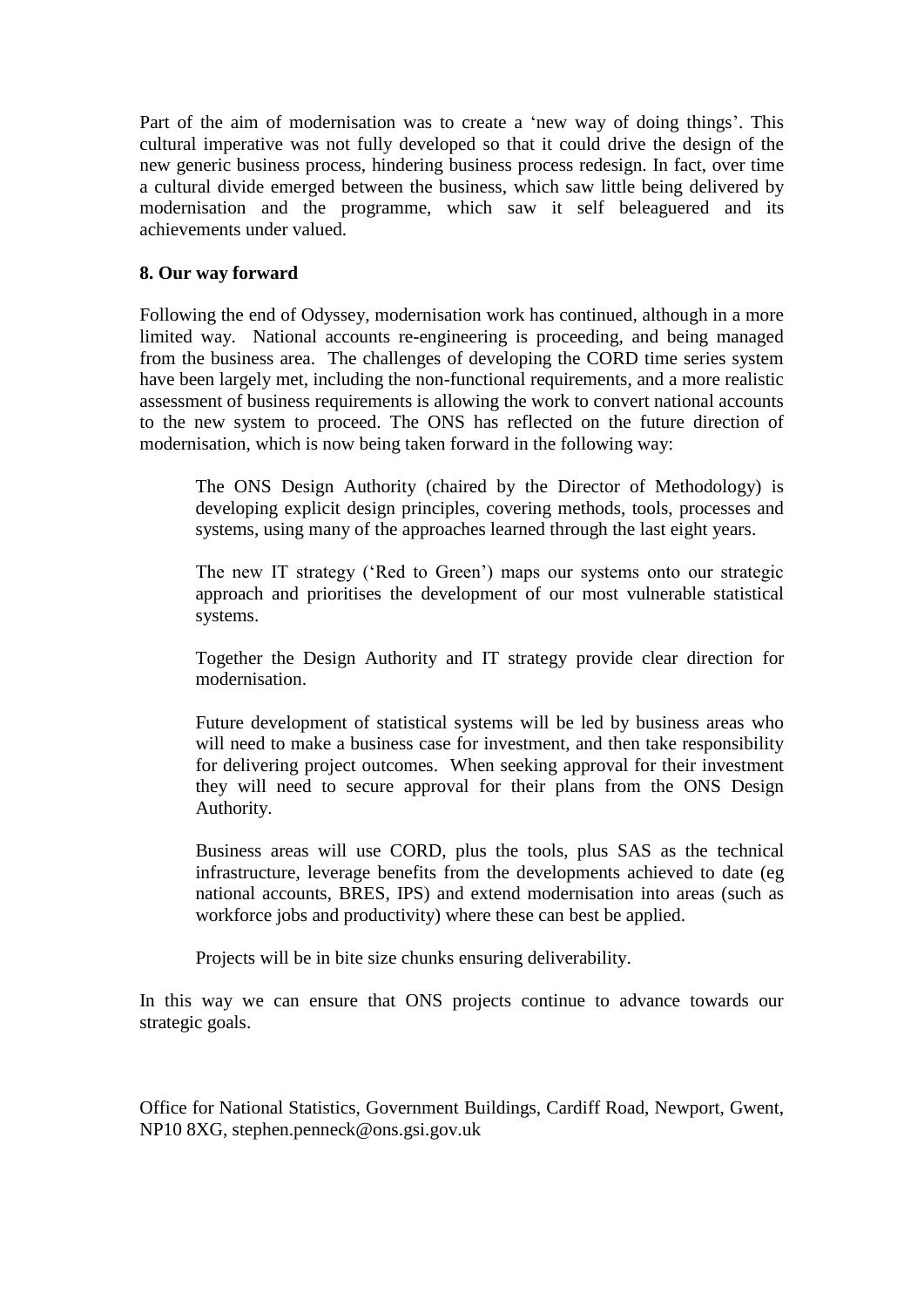Part of the aim of modernisation was to create a 'new way of doing things'. This cultural imperative was not fully developed so that it could drive the design of the new generic business process, hindering business process redesign. In fact, over time a cultural divide emerged between the business, which saw little being delivered by modernisation and the programme, which saw it self beleaguered and its achievements under valued.

**8. Our way forward**

Following the end of Odyssey, modernisation work has continued, although in a more limited way. National accounts re-engineering is proceeding, and being managed from the business area. The challenges of developing the CORD time series system have been largely met, including the non-functional requirements, and a more realistic assessment of business requirements is allowing the work to convert national accounts to the new system to proceed. The ONS has reflected on the future direction of modernisation, which is now being taken forward in the following way:

> The ONS Design Authority (chaired by the Director of Methodology) is developing explicit design principles, covering methods, tools, processes and systems, using many of the approaches learned through the last eight years.
>
> The new IT strategy ('Red to Green') maps our systems onto our strategic approach and prioritises the development of our most vulnerable statistical systems.
>
> Together the Design Authority and IT strategy provide clear direction for modernisation.
>
> Future development of statistical systems will be led by business areas who will need to make a business case for investment, and then take responsibility for delivering project outcomes. When seeking approval for their investment they will need to secure approval for their plans from the ONS Design Authority.
>
> Business areas will use CORD, plus the tools, plus SAS as the technical infrastructure, leverage benefits from the developments achieved to date (eg national accounts, BRES, IPS) and extend modernisation into areas (such as workforce jobs and productivity) where these can best be applied.
>
> Projects will be in bite size chunks ensuring deliverability.

In this way we can ensure that ONS projects continue to advance towards our strategic goals.

Office for National Statistics, Government Buildings, Cardiff Road, Newport, Gwent, NP10 8XG, stephen.penneck@ons.gsi.gov.uk